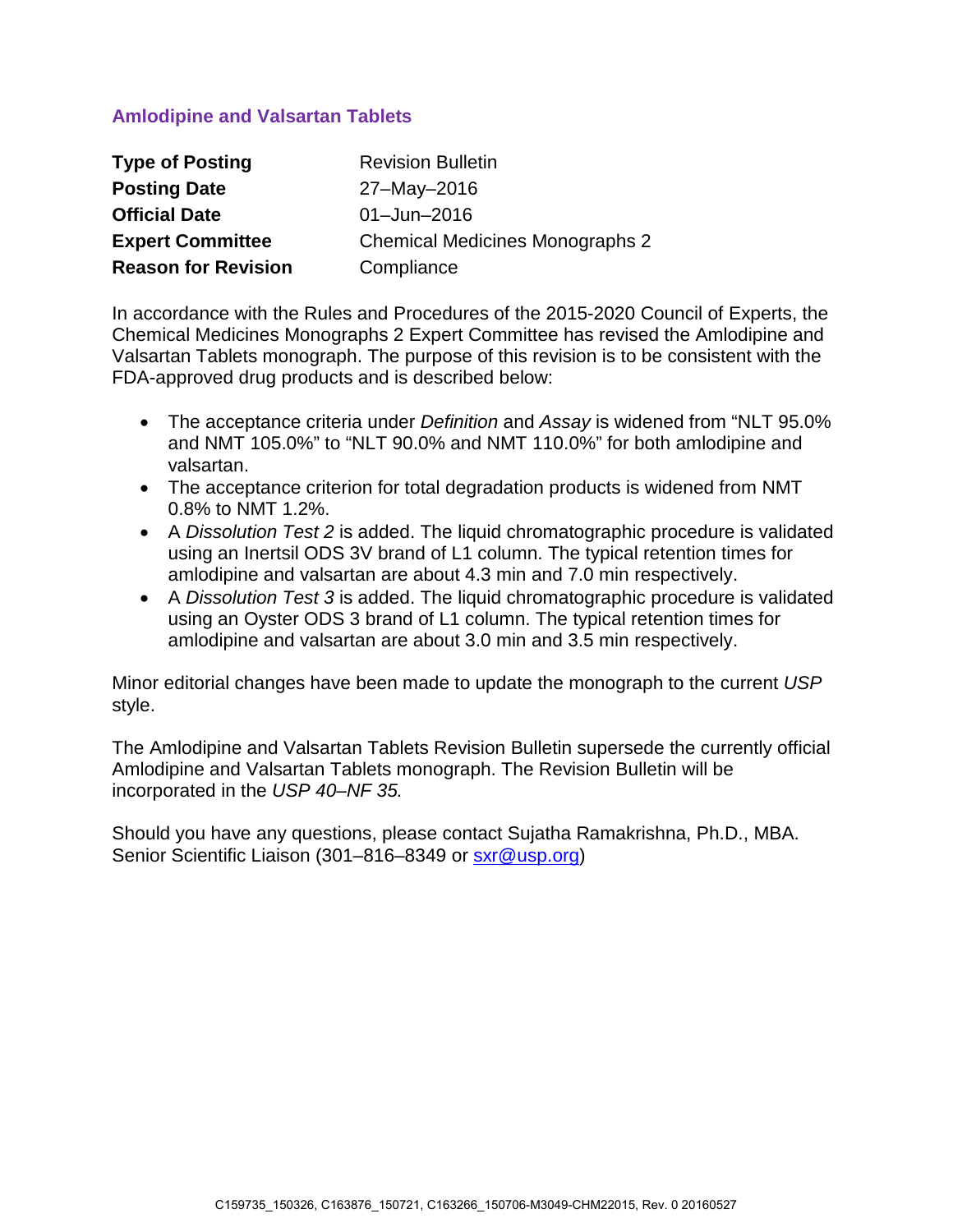## Amlodipine and Valsartan Tablets

| | |
|---|---|
| **Type of Posting** | Revision Bulletin |
| **Posting Date** | 27–May–2016 |
| **Official Date** | 01–Jun–2016 |
| **Expert Committee** | Chemical Medicines Monographs 2 |
| **Reason for Revision** | Compliance |

In accordance with the Rules and Procedures of the 2015-2020 Council of Experts, the Chemical Medicines Monographs 2 Expert Committee has revised the Amlodipine and Valsartan Tablets monograph. The purpose of this revision is to be consistent with the FDA-approved drug products and is described below:

- The acceptance criteria under *Definition* and *Assay* is widened from "NLT 95.0% and NMT 105.0%" to "NLT 90.0% and NMT 110.0%" for both amlodipine and valsartan.
- The acceptance criterion for total degradation products is widened from NMT 0.8% to NMT 1.2%.
- A *Dissolution Test 2* is added. The liquid chromatographic procedure is validated using an Inertsil ODS 3V brand of L1 column. The typical retention times for amlodipine and valsartan are about 4.3 min and 7.0 min respectively.
- A *Dissolution Test 3* is added. The liquid chromatographic procedure is validated using an Oyster ODS 3 brand of L1 column. The typical retention times for amlodipine and valsartan are about 3.0 min and 3.5 min respectively.

Minor editorial changes have been made to update the monograph to the current *USP* style.

The Amlodipine and Valsartan Tablets Revision Bulletin supersede the currently official Amlodipine and Valsartan Tablets monograph. The Revision Bulletin will be incorporated in the *USP 40–NF 35.*

Should you have any questions, please contact Sujatha Ramakrishna, Ph.D., MBA. Senior Scientific Liaison (301–816–8349 or sxr@usp.org)

C159735_150326, C163876_150721, C163266_150706-M3049-CHM22015, Rev. 0 20160527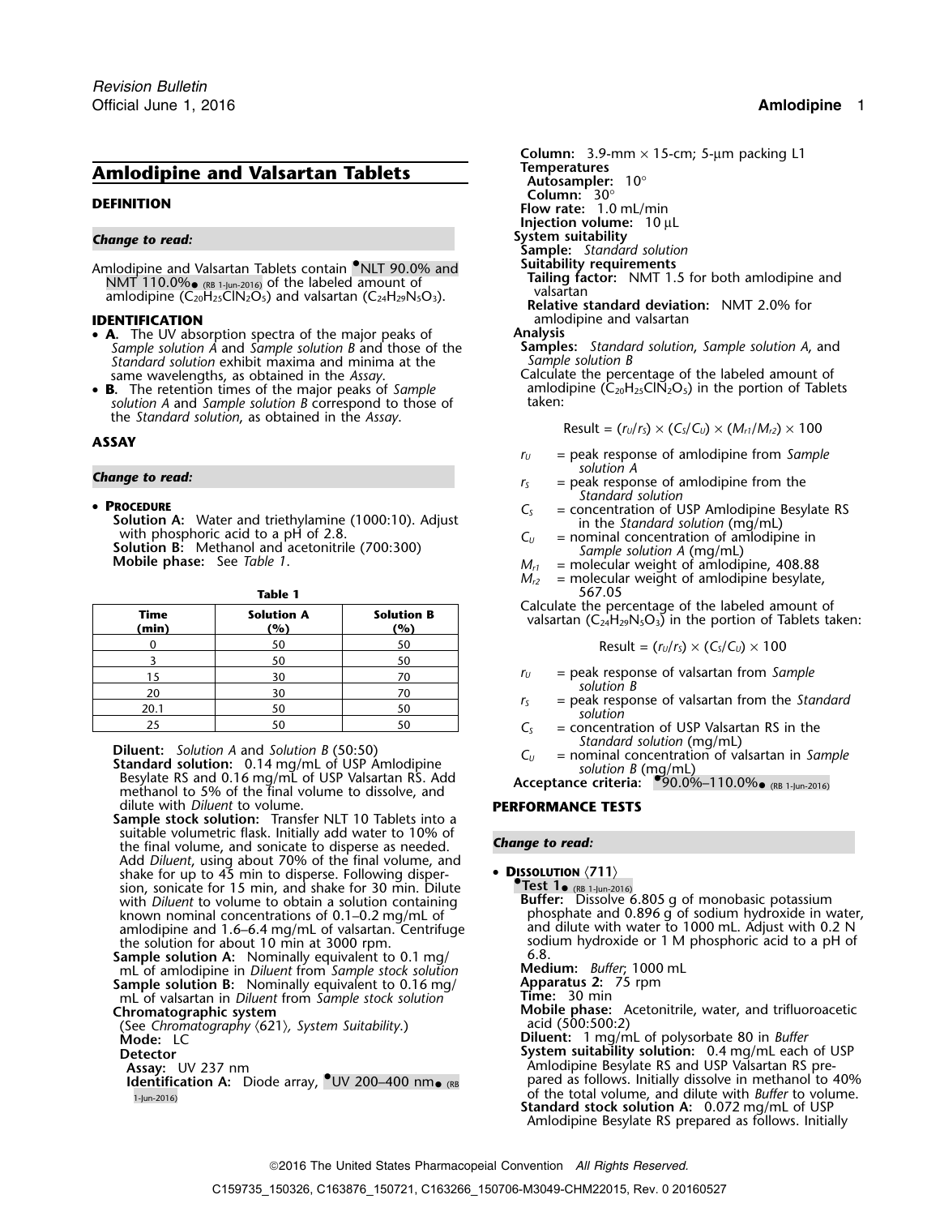## Amlodipine and Valsartan Tablets

### DEFINITION

***Change to read:***

Amlodipine and Valsartan Tablets contain •NLT 90.0% and NMT 110.0%• (RB 1-Jun-2016) of the labeled amount of amlodipine ($C_{20}H_{25}ClN_2O_5$) and valsartan ($C_{24}H_{29}N_5O_3$).

### IDENTIFICATION

- **A.** The UV absorption spectra of the major peaks of *Sample solution A* and *Sample solution B* and those of the *Standard solution* exhibit maxima and minima at the same wavelengths, as obtained in the *Assay*.
- **B.** The retention times of the major peaks of *Sample solution A* and *Sample solution B* correspond to those of the *Standard solution*, as obtained in the *Assay*.

### ASSAY

***Change to read:***

- **PROCEDURE**

**Solution A:** Water and triethylamine (1000:10). Adjust with phosphoric acid to a pH of 2.8.
**Solution B:** Methanol and acetonitrile (700:300)
**Mobile phase:** See *Table 1*.

**Table 1**

| Time (min) | Solution A (%) | Solution B (%) |
|---|---|---|
| 0 | 50 | 50 |
| 3 | 50 | 50 |
| 15 | 30 | 70 |
| 20 | 30 | 70 |
| 20.1 | 50 | 50 |
| 25 | 50 | 50 |

**Diluent:** *Solution A* and *Solution B* (50:50)
**Standard solution:** 0.14 mg/mL of USP Amlodipine Besylate RS and 0.16 mg/mL of USP Valsartan RS. Add methanol to 5% of the final volume to dissolve, and dilute with *Diluent* to volume.
**Sample stock solution:** Transfer NLT 10 Tablets into a suitable volumetric flask. Initially add water to 10% of the final volume, and sonicate to disperse as needed. Add *Diluent*, using about 70% of the final volume, and shake for up to 45 min to disperse. Following dispersion, sonicate for 15 min, and shake for 30 min. Dilute with *Diluent* to volume to obtain a solution containing known nominal concentrations of 0.1–0.2 mg/mL of amlodipine and 1.6–6.4 mg/mL of valsartan. Centrifuge the solution for about 10 min at 3000 rpm.
**Sample solution A:** Nominally equivalent to 0.1 mg/mL of amlodipine in *Diluent* from *Sample stock solution*
**Sample solution B:** Nominally equivalent to 0.16 mg/mL of valsartan in *Diluent* from *Sample stock solution*
**Chromatographic system**
(See *Chromatography* ⟨621⟩, *System Suitability*.)
**Mode:** LC
**Detector**
**Assay:** UV 237 nm
**Identification A:** Diode array, •UV 200–400 nm• (RB 1-Jun-2016)
**Column:** 3.9-mm × 15-cm; 5-µm packing L1
**Temperatures**
**Autosampler:** 10°
**Column:** 30°
**Flow rate:** 1.0 mL/min
**Injection volume:** 10 µL
**System suitability**
**Sample:** *Standard solution*
**Suitability requirements**
**Tailing factor:** NMT 1.5 for both amlodipine and valsartan
**Relative standard deviation:** NMT 2.0% for amlodipine and valsartan
**Analysis**
**Samples:** *Standard solution*, *Sample solution A*, and *Sample solution B*
Calculate the percentage of the labeled amount of amlodipine ($C_{20}H_{25}ClN_2O_5$) in the portion of Tablets taken:

$$\text{Result} = (r_U/r_S) \times (C_S/C_U) \times (M_{r1}/M_{r2}) \times 100$$

$r_U$ = peak response of amlodipine from *Sample solution A*
$r_S$ = peak response of amlodipine from the *Standard solution*
$C_S$ = concentration of USP Amlodipine Besylate RS in the *Standard solution* (mg/mL)
$C_U$ = nominal concentration of amlodipine in *Sample solution A* (mg/mL)
$M_{r1}$ = molecular weight of amlodipine, 408.88
$M_{r2}$ = molecular weight of amlodipine besylate, 567.05

Calculate the percentage of the labeled amount of valsartan ($C_{24}H_{29}N_5O_3$) in the portion of Tablets taken:

$$\text{Result} = (r_U/r_S) \times (C_S/C_U) \times 100$$

$r_U$ = peak response of valsartan from *Sample solution B*
$r_S$ = peak response of valsartan from the *Standard solution*
$C_S$ = concentration of USP Valsartan RS in the *Standard solution* (mg/mL)
$C_U$ = nominal concentration of valsartan in *Sample solution B* (mg/mL)

**Acceptance criteria:** •90.0%–110.0%• (RB 1-Jun-2016)

### PERFORMANCE TESTS

***Change to read:***

- **DISSOLUTION** ⟨711⟩

•**Test 1**• (RB 1-Jun-2016)
**Buffer:** Dissolve 6.805 g of monobasic potassium phosphate and 0.896 g of sodium hydroxide in water, and dilute with water to 1000 mL. Adjust with 0.2 N sodium hydroxide or 1 M phosphoric acid to a pH of 6.8.
**Medium:** *Buffer*; 1000 mL
**Apparatus 2:** 75 rpm
**Time:** 30 min
**Mobile phase:** Acetonitrile, water, and trifluoroacetic acid (500:500:2)
**Diluent:** 1 mg/mL of polysorbate 80 in *Buffer*
**System suitability solution:** 0.4 mg/mL each of USP Amlodipine Besylate RS and USP Valsartan RS prepared as follows. Initially dissolve in methanol to 40% of the total volume, and dilute with *Buffer* to volume.
**Standard stock solution A:** 0.072 mg/mL of USP Amlodipine Besylate RS prepared as follows. Initially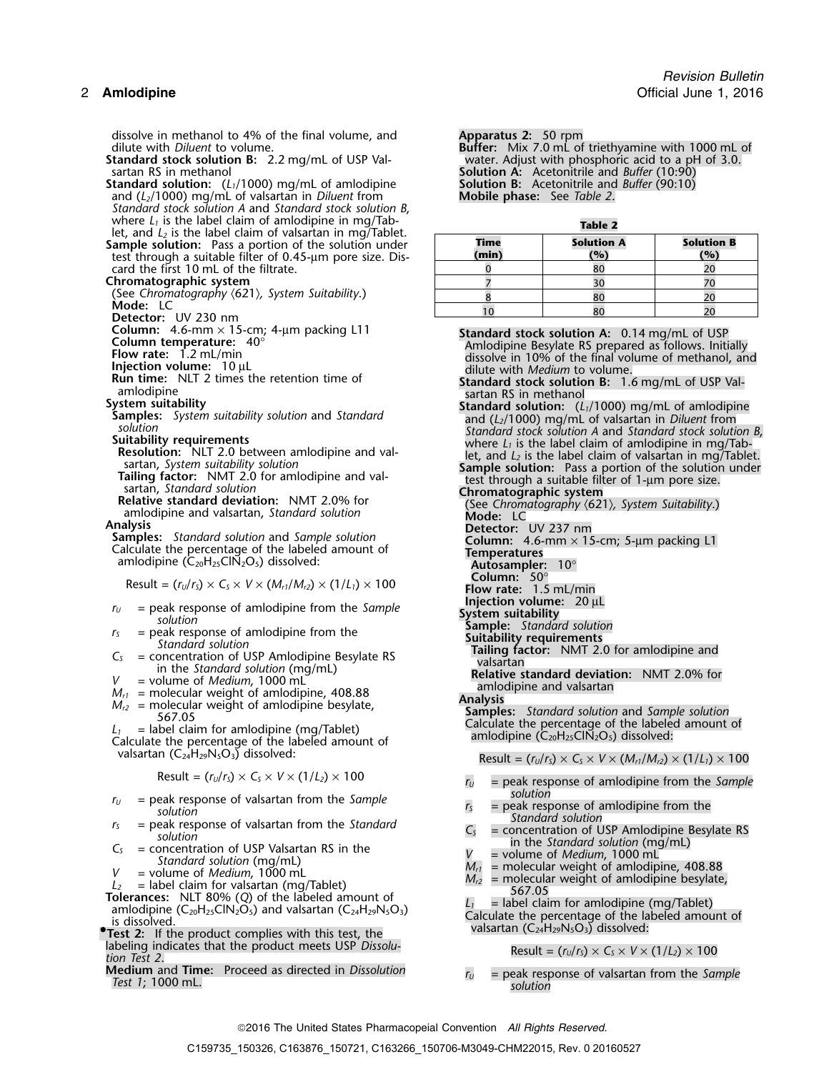dissolve in methanol to 4% of the final volume, and dilute with *Diluent* to volume.

**Standard stock solution B:** 2.2 mg/mL of USP Valsartan RS in methanol

**Standard solution:** ($L_1$/1000) mg/mL of amlodipine and ($L_2$/1000) mg/mL of valsartan in *Diluent* from *Standard stock solution A* and *Standard stock solution B*, where $L_1$ is the label claim of amlodipine in mg/Tablet, and $L_2$ is the label claim of valsartan in mg/Tablet.

**Sample solution:** Pass a portion of the solution under test through a suitable filter of 0.45-µm pore size. Discard the first 10 mL of the filtrate.

**Chromatographic system**

(See *Chromatography* ⟨621⟩, *System Suitability*.)

**Mode:** LC

**Detector:** UV 230 nm

**Column:** 4.6-mm × 15-cm; 4-µm packing L11

**Column temperature:** 40°

**Flow rate:** 1.2 mL/min

**Injection volume:** 10 µL

**Run time:** NLT 2 times the retention time of amlodipine

**System suitability**

**Samples:** *System suitability solution* and *Standard solution*

**Suitability requirements**

**Resolution:** NLT 2.0 between amlodipine and valsartan, *System suitability solution*

**Tailing factor:** NMT 2.0 for amlodipine and valsartan, *Standard solution*

**Relative standard deviation:** NMT 2.0% for amlodipine and valsartan, *Standard solution*

**Analysis**

**Samples:** *Standard solution* and *Sample solution*

Calculate the percentage of the labeled amount of amlodipine ($C_{20}H_{25}ClN_2O_5$) dissolved:

$$\text{Result} = (r_U/r_S) \times C_S \times V \times (M_{r1}/M_{r2}) \times (1/L_1) \times 100$$

$r_U$ = peak response of amlodipine from the *Sample solution*

$r_S$ = peak response of amlodipine from the *Standard solution*

$C_S$ = concentration of USP Amlodipine Besylate RS in the *Standard solution* (mg/mL)

$V$ = volume of *Medium*, 1000 mL

$M_{r1}$ = molecular weight of amlodipine, 408.88

$M_{r2}$ = molecular weight of amlodipine besylate, 567.05

$L_1$ = label claim for amlodipine (mg/Tablet)

Calculate the percentage of the labeled amount of valsartan ($C_{24}H_{29}N_5O_3$) dissolved:

$$\text{Result} = (r_U/r_S) \times C_S \times V \times (1/L_2) \times 100$$

$r_U$ = peak response of valsartan from the *Sample solution*

$r_S$ = peak response of valsartan from the *Standard solution*

$C_S$ = concentration of USP Valsartan RS in the *Standard solution* (mg/mL)

$V$ = volume of *Medium*, 1000 mL

$L_2$ = label claim for valsartan (mg/Tablet)

**Tolerances:** NLT 80% (*Q*) of the labeled amount of amlodipine ($C_{20}H_{25}ClN_2O_5$) and valsartan ($C_{24}H_{29}N_5O_3$) is dissolved.

•**Test 2:** If the product complies with this test, the labeling indicates that the product meets USP *Dissolution Test 2*.

**Medium** and **Time:** Proceed as directed in *Dissolution Test 1*; 1000 mL.

**Apparatus 2:** 50 rpm

**Buffer:** Mix 7.0 mL of triethyamine with 1000 mL of water. Adjust with phosphoric acid to a pH of 3.0.

**Solution A:** Acetonitrile and *Buffer* (10:90)

**Solution B:** Acetonitrile and *Buffer* (90:10)

**Mobile phase:** See *Table 2*.

**Table 2**

| Time (min) | Solution A (%) | Solution B (%) |
|---|---|---|
| 0 | 80 | 20 |
| 7 | 30 | 70 |
| 8 | 80 | 20 |
| 10 | 80 | 20 |

**Standard stock solution A:** 0.14 mg/mL of USP Amlodipine Besylate RS prepared as follows. Initially dissolve in 10% of the final volume of methanol, and dilute with *Medium* to volume.

**Standard stock solution B:** 1.6 mg/mL of USP Valsartan RS in methanol

**Standard solution:** ($L_1$/1000) mg/mL of amlodipine and ($L_2$/1000) mg/mL of valsartan in *Diluent* from *Standard stock solution A* and *Standard stock solution B*, where $L_1$ is the label claim of amlodipine in mg/Tablet, and $L_2$ is the label claim of valsartan in mg/Tablet.

**Sample solution:** Pass a portion of the solution under test through a suitable filter of 1-µm pore size.

**Chromatographic system**

(See *Chromatography* ⟨621⟩, *System Suitability*.)

**Mode:** LC

**Detector:** UV 237 nm

**Column:** 4.6-mm × 15-cm; 5-µm packing L1

**Temperatures**

**Autosampler:** 10°

**Column:** 50°

**Flow rate:** 1.5 mL/min

**Injection volume:** 20 µL

**System suitability**

**Sample:** *Standard solution*

**Suitability requirements**

**Tailing factor:** NMT 2.0 for amlodipine and valsartan

**Relative standard deviation:** NMT 2.0% for amlodipine and valsartan

**Analysis**

**Samples:** *Standard solution* and *Sample solution*

Calculate the percentage of the labeled amount of amlodipine ($C_{20}H_{25}ClN_2O_5$) dissolved:

$$\text{Result} = (r_U/r_S) \times C_S \times V \times (M_{r1}/M_{r2}) \times (1/L_1) \times 100$$

$r_U$ = peak response of amlodipine from the *Sample solution*

$r_S$ = peak response of amlodipine from the *Standard solution*

$C_S$ = concentration of USP Amlodipine Besylate RS in the *Standard solution* (mg/mL)

$V$ = volume of *Medium*, 1000 mL

$M_{r1}$ = molecular weight of amlodipine, 408.88

$M_{r2}$ = molecular weight of amlodipine besylate, 567.05

$L_1$ = label claim for amlodipine (mg/Tablet)

Calculate the percentage of the labeled amount of valsartan ($C_{24}H_{29}N_5O_3$) dissolved:

$$\text{Result} = (r_U/r_S) \times C_S \times V \times (1/L_2) \times 100$$

$r_U$ = peak response of valsartan from the *Sample solution*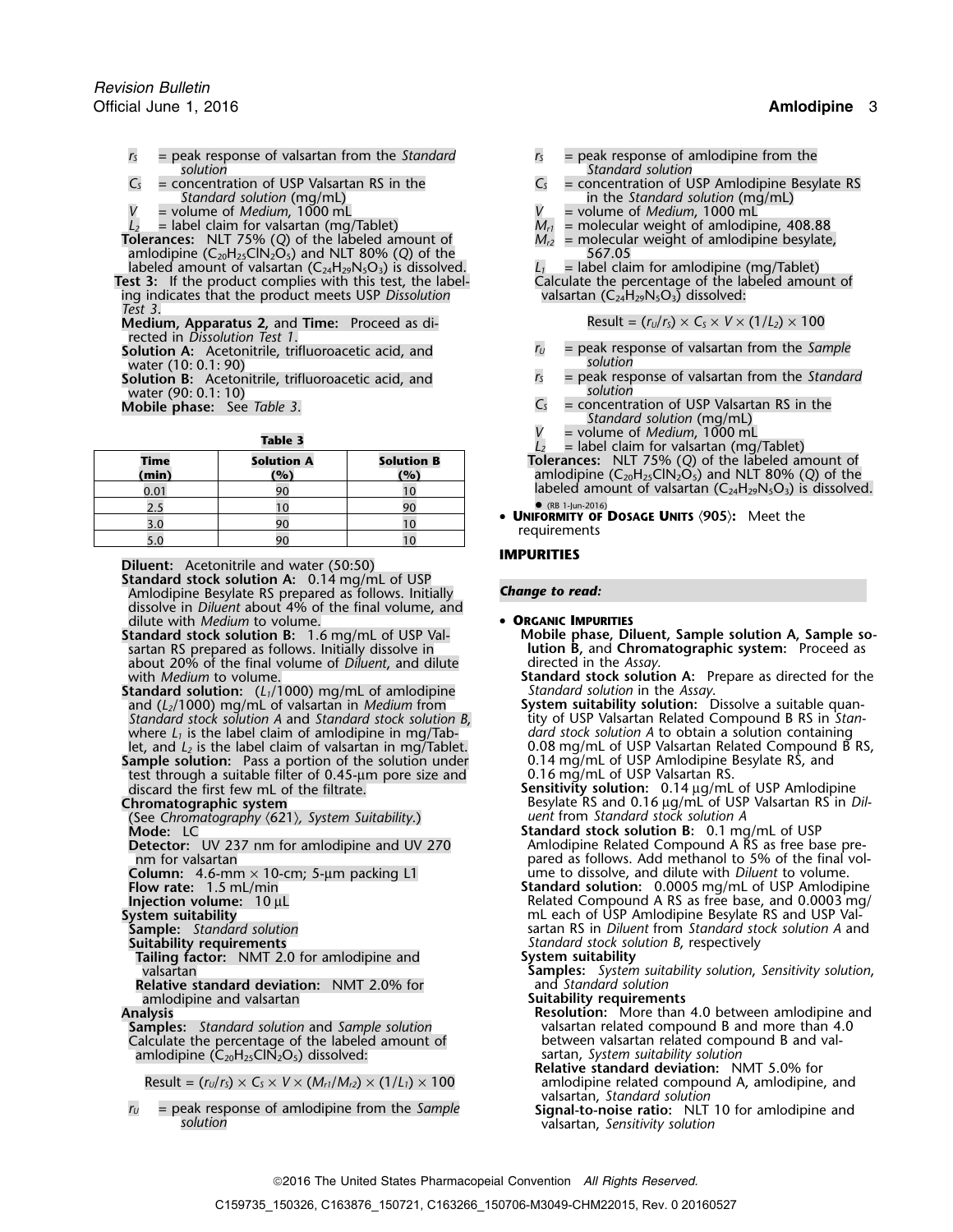$r_S$ = peak response of valsartan from the *Standard solution*
$C_S$ = concentration of USP Valsartan RS in the *Standard solution* (mg/mL)
$V$ = volume of *Medium*, 1000 mL
$L_2$ = label claim for valsartan (mg/Tablet)

**Tolerances:** NLT 75% (*Q*) of the labeled amount of amlodipine ($C_{20}H_{25}ClN_2O_5$) and NLT 80% (*Q*) of the labeled amount of valsartan ($C_{24}H_{29}N_5O_3$) is dissolved.

**Test 3:** If the product complies with this test, the labeling indicates that the product meets USP *Dissolution Test 3*.

**Medium, Apparatus 2,** and **Time:** Proceed as directed in *Dissolution Test 1*.

**Solution A:** Acetonitrile, trifluoroacetic acid, and water (10: 0.1: 90)

**Solution B:** Acetonitrile, trifluoroacetic acid, and water (90: 0.1: 10)

**Mobile phase:** See *Table 3*.

**Table 3**

| Time (min) | Solution A (%) | Solution B (%) |
|---|---|---|
| 0.01 | 90 | 10 |
| 2.5 | 10 | 90 |
| 3.0 | 90 | 10 |
| 5.0 | 90 | 10 |

**Diluent:** Acetonitrile and water (50:50)

**Standard stock solution A:** 0.14 mg/mL of USP Amlodipine Besylate RS prepared as follows. Initially dissolve in *Diluent* about 4% of the final volume, and dilute with *Medium* to volume.

**Standard stock solution B:** 1.6 mg/mL of USP Valsartan RS prepared as follows. Initially dissolve in about 20% of the final volume of *Diluent*, and dilute with *Medium* to volume.

**Standard solution:** ($L_1$/1000) mg/mL of amlodipine and ($L_2$/1000) mg/mL of valsartan in *Medium* from *Standard stock solution A* and *Standard stock solution B*, where $L_1$ is the label claim of amlodipine in mg/Tablet, and $L_2$ is the label claim of valsartan in mg/Tablet.

**Sample solution:** Pass a portion of the solution under test through a suitable filter of 0.45-µm pore size and discard the first few mL of the filtrate.

**Chromatographic system**
(See *Chromatography* ⟨621⟩, *System Suitability*.)
**Mode:** LC
**Detector:** UV 237 nm for amlodipine and UV 270 nm for valsartan
**Column:** 4.6-mm × 10-cm; 5-µm packing L1
**Flow rate:** 1.5 mL/min
**Injection volume:** 10 µL

**System suitability**
**Sample:** *Standard solution*
**Suitability requirements**
**Tailing factor:** NMT 2.0 for amlodipine and valsartan
**Relative standard deviation:** NMT 2.0% for amlodipine and valsartan

**Analysis**
**Samples:** *Standard solution* and *Sample solution*
Calculate the percentage of the labeled amount of amlodipine ($C_{20}H_{25}ClN_2O_5$) dissolved:

$$\text{Result} = (r_U/r_S) \times C_S \times V \times (M_{r1}/M_{r2}) \times (1/L_1) \times 100$$

$r_U$ = peak response of amlodipine from the *Sample solution*
$r_S$ = peak response of amlodipine from the *Standard solution*
$C_S$ = concentration of USP Amlodipine Besylate RS in the *Standard solution* (mg/mL)
$V$ = volume of *Medium*, 1000 mL
$M_{r1}$ = molecular weight of amlodipine, 408.88
$M_{r2}$ = molecular weight of amlodipine besylate, 567.05
$L_1$ = label claim for amlodipine (mg/Tablet)

Calculate the percentage of the labeled amount of valsartan ($C_{24}H_{29}N_5O_3$) dissolved:

$$\text{Result} = (r_U/r_S) \times C_S \times V \times (1/L_2) \times 100$$

$r_U$ = peak response of valsartan from the *Sample solution*
$r_S$ = peak response of valsartan from the *Standard solution*
$C_S$ = concentration of USP Valsartan RS in the *Standard solution* (mg/mL)
$V$ = volume of *Medium*, 1000 mL
$L_2$ = label claim for valsartan (mg/Tablet)

**Tolerances:** NLT 75% (*Q*) of the labeled amount of amlodipine ($C_{20}H_{25}ClN_2O_5$) and NLT 80% (*Q*) of the labeled amount of valsartan ($C_{24}H_{29}N_5O_3$) is dissolved.
● (RB 1-Jun-2016)

- **Uniformity of Dosage Units** ⟨905⟩: Meet the requirements

## IMPURITIES

*Change to read:*

- **Organic Impurities**

**Mobile phase, Diluent, Sample solution A, Sample solution B,** and **Chromatographic system:** Proceed as directed in the *Assay*.

**Standard stock solution A:** Prepare as directed for the *Standard solution* in the *Assay*.

**System suitability solution:** Dissolve a suitable quantity of USP Valsartan Related Compound B RS in *Standard stock solution A* to obtain a solution containing 0.08 mg/mL of USP Valsartan Related Compound B RS, 0.14 mg/mL of USP Amlodipine Besylate RS, and 0.16 mg/mL of USP Valsartan RS.

**Sensitivity solution:** 0.14 µg/mL of USP Amlodipine Besylate RS and 0.16 µg/mL of USP Valsartan RS in *Diluent* from *Standard stock solution A*

**Standard stock solution B:** 0.1 mg/mL of USP Amlodipine Related Compound A RS as free base prepared as follows. Add methanol to 5% of the final volume to dissolve, and dilute with *Diluent* to volume.

**Standard solution:** 0.0005 mg/mL of USP Amlodipine Related Compound A RS as free base, and 0.0003 mg/mL each of USP Amlodipine Besylate RS and USP Valsartan RS in *Diluent* from *Standard stock solution A* and *Standard stock solution B*, respectively

**System suitability**
**Samples:** *System suitability solution*, *Sensitivity solution*, and *Standard solution*
**Suitability requirements**
**Resolution:** More than 4.0 between amlodipine and valsartan related compound B and more than 4.0 between valsartan related compound B and valsartan, *System suitability solution*
**Relative standard deviation:** NMT 5.0% for amlodipine related compound A, amlodipine, and valsartan, *Standard solution*
**Signal-to-noise ratio:** NLT 10 for amlodipine and valsartan, *Sensitivity solution*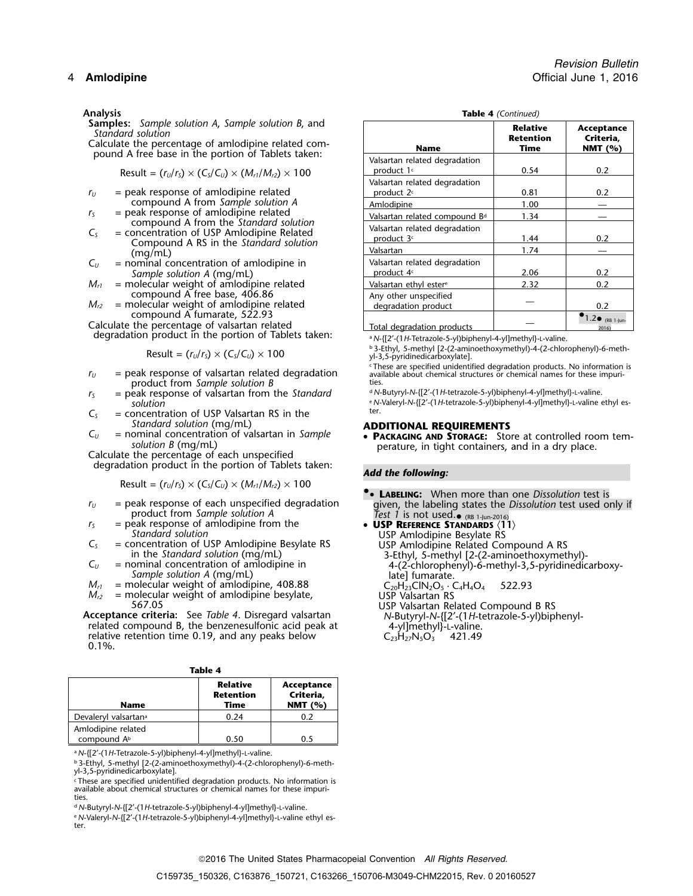**Analysis**

**Samples:** *Sample solution A*, *Sample solution B*, and *Standard solution*

Calculate the percentage of amlodipine related compound A free base in the portion of Tablets taken:

$$\text{Result} = (r_U/r_S) \times (C_S/C_U) \times (M_{r1}/M_{r2}) \times 100$$

- $r_U$ = peak response of amlodipine related compound A from *Sample solution A*
- $r_S$ = peak response of amlodipine related compound A from the *Standard solution*
- $C_S$ = concentration of USP Amlodipine Related Compound A RS in the *Standard solution* (mg/mL)
- $C_U$ = nominal concentration of amlodipine in *Sample solution A* (mg/mL)
- $M_{r1}$ = molecular weight of amlodipine related compound A free base, 406.86
- $M_{r2}$ = molecular weight of amlodipine related compound A fumarate, 522.93

Calculate the percentage of valsartan related degradation product in the portion of Tablets taken:

$$\text{Result} = (r_U/r_S) \times (C_S/C_U) \times 100$$

- $r_U$ = peak response of valsartan related degradation product from *Sample solution B*
- $r_S$ = peak response of valsartan from the *Standard solution*
- $C_S$ = concentration of USP Valsartan RS in the *Standard solution* (mg/mL)
- $C_U$ = nominal concentration of valsartan in *Sample solution B* (mg/mL)

Calculate the percentage of each unspecified degradation product in the portion of Tablets taken:

$$\text{Result} = (r_U/r_S) \times (C_S/C_U) \times (M_{r1}/M_{r2}) \times 100$$

- $r_U$ = peak response of each unspecified degradation product from *Sample solution A*
- $r_S$ = peak response of amlodipine from the *Standard solution*
- $C_S$ = concentration of USP Amlodipine Besylate RS in the *Standard solution* (mg/mL)
- $C_U$ = nominal concentration of amlodipine in *Sample solution A* (mg/mL)
- $M_{r1}$ = molecular weight of amlodipine, 408.88
- $M_{r2}$ = molecular weight of amlodipine besylate, 567.05

**Acceptance criteria:** See *Table 4*. Disregard valsartan related compound B, the benzenesulfonic acid peak at relative retention time 0.19, and any peaks below 0.1%.

**Table 4**

| Name | Relative Retention Time | Acceptance Criteria, NMT (%) |
|---|---|---|
| Devaleryl valsartan[a] | 0.24 | 0.2 |
| Amlodipine related compound A[b] | 0.50 | 0.5 |
| Valsartan related degradation product 1[c] | 0.54 | 0.2 |
| Valsartan related degradation product 2[c] | 0.81 | 0.2 |
| Amlodipine | 1.00 | — |
| Valsartan related compound B[d] | 1.34 | — |
| Valsartan related degradation product 3[c] | 1.44 | 0.2 |
| Valsartan | 1.74 | — |
| Valsartan related degradation product 4[c] | 2.06 | 0.2 |
| Valsartan ethyl ester[e] | 2.32 | 0.2 |
| Any other unspecified degradation product | — | 0.2 |
| Total degradation products | — | •1.2• (RB 1-Jun-2016) |

[a] *N*-{[2′-(1*H*-Tetrazole-5-yl)biphenyl-4-yl]methyl}-L-valine.

[b] 3-Ethyl, 5-methyl [2-(2-aminoethoxymethyl)-4-(2-chlorophenyl)-6-methyl-3,5-pyridinedicarboxylate].

[c] These are specified unidentified degradation products. No information is available about chemical structures or chemical names for these impurities.

[d] *N*-Butyryl-*N*-{[2′-(1*H*-tetrazole-5-yl)biphenyl-4-yl]methyl}-L-valine.

[e] *N*-Valeryl-*N*-{[2′-(1*H*-tetrazole-5-yl)biphenyl-4-yl]methyl}-L-valine ethyl ester.

## ADDITIONAL REQUIREMENTS

- **Packaging and Storage:** Store at controlled room temperature, in tight containers, and in a dry place.

***Add the following:***

- •**Labeling:** When more than one *Dissolution* test is given, the labeling states the *Dissolution* test used only if *Test 1* is not used.• (RB 1-Jun-2016)
- **USP Reference Standards** ⟨11⟩
  - USP Amlodipine Besylate RS
  - USP Amlodipine Related Compound A RS
    - 3-Ethyl, 5-methyl [2-(2-aminoethoxymethyl)-4-(2-chlorophenyl)-6-methyl-3,5-pyridinedicarboxylate] fumarate.
    - $C_{20}H_{23}ClN_2O_5 \cdot C_4H_4O_4$ 522.93
  - USP Valsartan RS
  - USP Valsartan Related Compound B RS
    - *N*-Butyryl-*N*-{[2′-(1*H*-tetrazole-5-yl)biphenyl-4-yl]methyl}-L-valine.
    - $C_{23}H_{27}N_5O_3$ 421.49